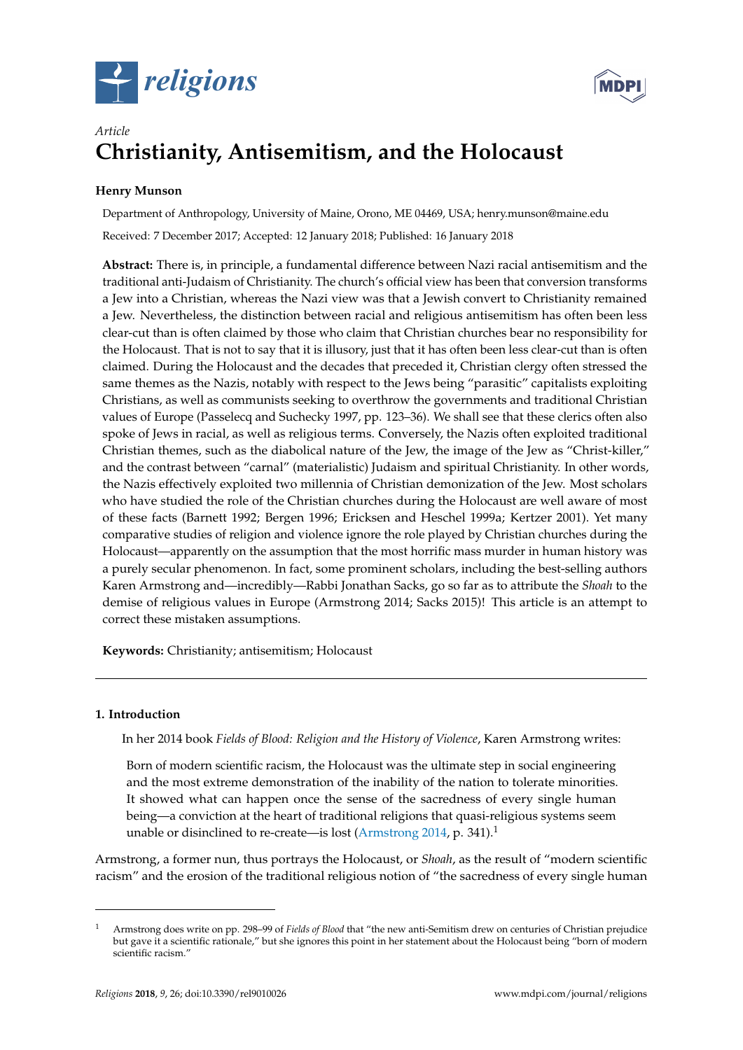*Article*

# Christianity, Antisemitism, and the Holocaust

**Henry Munson**

Department of Anthropology, University of Maine, Orono, ME 04469, USA; henry.munson@maine.edu

Received: 7 December 2017; Accepted: 12 January 2018; Published: 16 January 2018

**Abstract:** There is, in principle, a fundamental difference between Nazi racial antisemitism and the traditional anti-Judaism of Christianity. The church's official view has been that conversion transforms a Jew into a Christian, whereas the Nazi view was that a Jewish convert to Christianity remained a Jew. Nevertheless, the distinction between racial and religious antisemitism has often been less clear-cut than is often claimed by those who claim that Christian churches bear no responsibility for the Holocaust. That is not to say that it is illusory, just that it has often been less clear-cut than is often claimed. During the Holocaust and the decades that preceded it, Christian clergy often stressed the same themes as the Nazis, notably with respect to the Jews being "parasitic" capitalists exploiting Christians, as well as communists seeking to overthrow the governments and traditional Christian values of Europe (Passelecq and Suchecky 1997, pp. 123–36). We shall see that these clerics often also spoke of Jews in racial, as well as religious terms. Conversely, the Nazis often exploited traditional Christian themes, such as the diabolical nature of the Jew, the image of the Jew as "Christ-killer," and the contrast between "carnal" (materialistic) Judaism and spiritual Christianity. In other words, the Nazis effectively exploited two millennia of Christian demonization of the Jew. Most scholars who have studied the role of the Christian churches during the Holocaust are well aware of most of these facts (Barnett 1992; Bergen 1996; Ericksen and Heschel 1999a; Kertzer 2001). Yet many comparative studies of religion and violence ignore the role played by Christian churches during the Holocaust—apparently on the assumption that the most horrific mass murder in human history was a purely secular phenomenon. In fact, some prominent scholars, including the best-selling authors Karen Armstrong and—incredibly—Rabbi Jonathan Sacks, go so far as to attribute the *Shoah* to the demise of religious values in Europe (Armstrong 2014; Sacks 2015)! This article is an attempt to correct these mistaken assumptions.

**Keywords:** Christianity; antisemitism; Holocaust

---

## 1. Introduction

In her 2014 book *Fields of Blood: Religion and the History of Violence*, Karen Armstrong writes:

> Born of modern scientific racism, the Holocaust was the ultimate step in social engineering and the most extreme demonstration of the inability of the nation to tolerate minorities. It showed what can happen once the sense of the sacredness of every single human being—a conviction at the heart of traditional religions that quasi-religious systems seem unable or disinclined to re-create—is lost (Armstrong 2014, p. 341).[1]

Armstrong, a former nun, thus portrays the Holocaust, or *Shoah*, as the result of "modern scientific racism" and the erosion of the traditional religious notion of "the sacredness of every single human

---

[1] Armstrong does write on pp. 298–99 of *Fields of Blood* that "the new anti-Semitism drew on centuries of Christian prejudice but gave it a scientific rationale," but she ignores this point in her statement about the Holocaust being "born of modern scientific racism."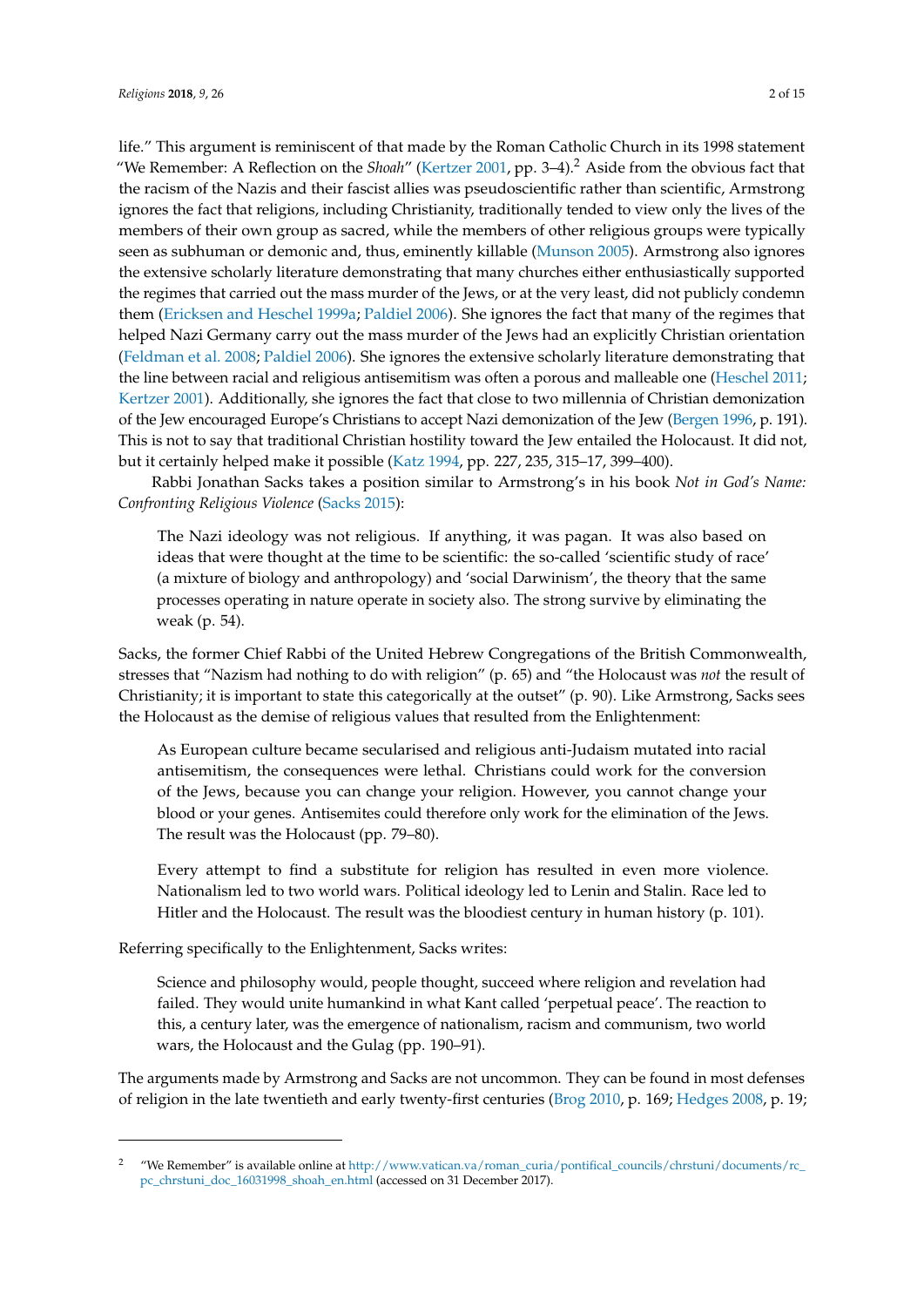life." This argument is reminiscent of that made by the Roman Catholic Church in its 1998 statement "We Remember: A Reflection on the *Shoah*" (Kertzer 2001, pp. 3–4).[2] Aside from the obvious fact that the racism of the Nazis and their fascist allies was pseudoscientific rather than scientific, Armstrong ignores the fact that religions, including Christianity, traditionally tended to view only the lives of the members of their own group as sacred, while the members of other religious groups were typically seen as subhuman or demonic and, thus, eminently killable (Munson 2005). Armstrong also ignores the extensive scholarly literature demonstrating that many churches either enthusiastically supported the regimes that carried out the mass murder of the Jews, or at the very least, did not publicly condemn them (Ericksen and Heschel 1999a; Paldiel 2006). She ignores the fact that many of the regimes that helped Nazi Germany carry out the mass murder of the Jews had an explicitly Christian orientation (Feldman et al. 2008; Paldiel 2006). She ignores the extensive scholarly literature demonstrating that the line between racial and religious antisemitism was often a porous and malleable one (Heschel 2011; Kertzer 2001). Additionally, she ignores the fact that close to two millennia of Christian demonization of the Jew encouraged Europe's Christians to accept Nazi demonization of the Jew (Bergen 1996, p. 191). This is not to say that traditional Christian hostility toward the Jew entailed the Holocaust. It did not, but it certainly helped make it possible (Katz 1994, pp. 227, 235, 315–17, 399–400).

Rabbi Jonathan Sacks takes a position similar to Armstrong's in his book *Not in God's Name: Confronting Religious Violence* (Sacks 2015):

> The Nazi ideology was not religious. If anything, it was pagan. It was also based on ideas that were thought at the time to be scientific: the so-called 'scientific study of race' (a mixture of biology and anthropology) and 'social Darwinism', the theory that the same processes operating in nature operate in society also. The strong survive by eliminating the weak (p. 54).

Sacks, the former Chief Rabbi of the United Hebrew Congregations of the British Commonwealth, stresses that "Nazism had nothing to do with religion" (p. 65) and "the Holocaust was *not* the result of Christianity; it is important to state this categorically at the outset" (p. 90). Like Armstrong, Sacks sees the Holocaust as the demise of religious values that resulted from the Enlightenment:

> As European culture became secularised and religious anti-Judaism mutated into racial antisemitism, the consequences were lethal. Christians could work for the conversion of the Jews, because you can change your religion. However, you cannot change your blood or your genes. Antisemites could therefore only work for the elimination of the Jews. The result was the Holocaust (pp. 79–80).

> Every attempt to find a substitute for religion has resulted in even more violence. Nationalism led to two world wars. Political ideology led to Lenin and Stalin. Race led to Hitler and the Holocaust. The result was the bloodiest century in human history (p. 101).

Referring specifically to the Enlightenment, Sacks writes:

> Science and philosophy would, people thought, succeed where religion and revelation had failed. They would unite humankind in what Kant called 'perpetual peace'. The reaction to this, a century later, was the emergence of nationalism, racism and communism, two world wars, the Holocaust and the Gulag (pp. 190–91).

The arguments made by Armstrong and Sacks are not uncommon. They can be found in most defenses of religion in the late twentieth and early twenty-first centuries (Brog 2010, p. 169; Hedges 2008, p. 19;

---

[2] "We Remember" is available online at http://www.vatican.va/roman_curia/pontifical_councils/chrstuni/documents/rc_pc_chrstuni_doc_16031998_shoah_en.html (accessed on 31 December 2017).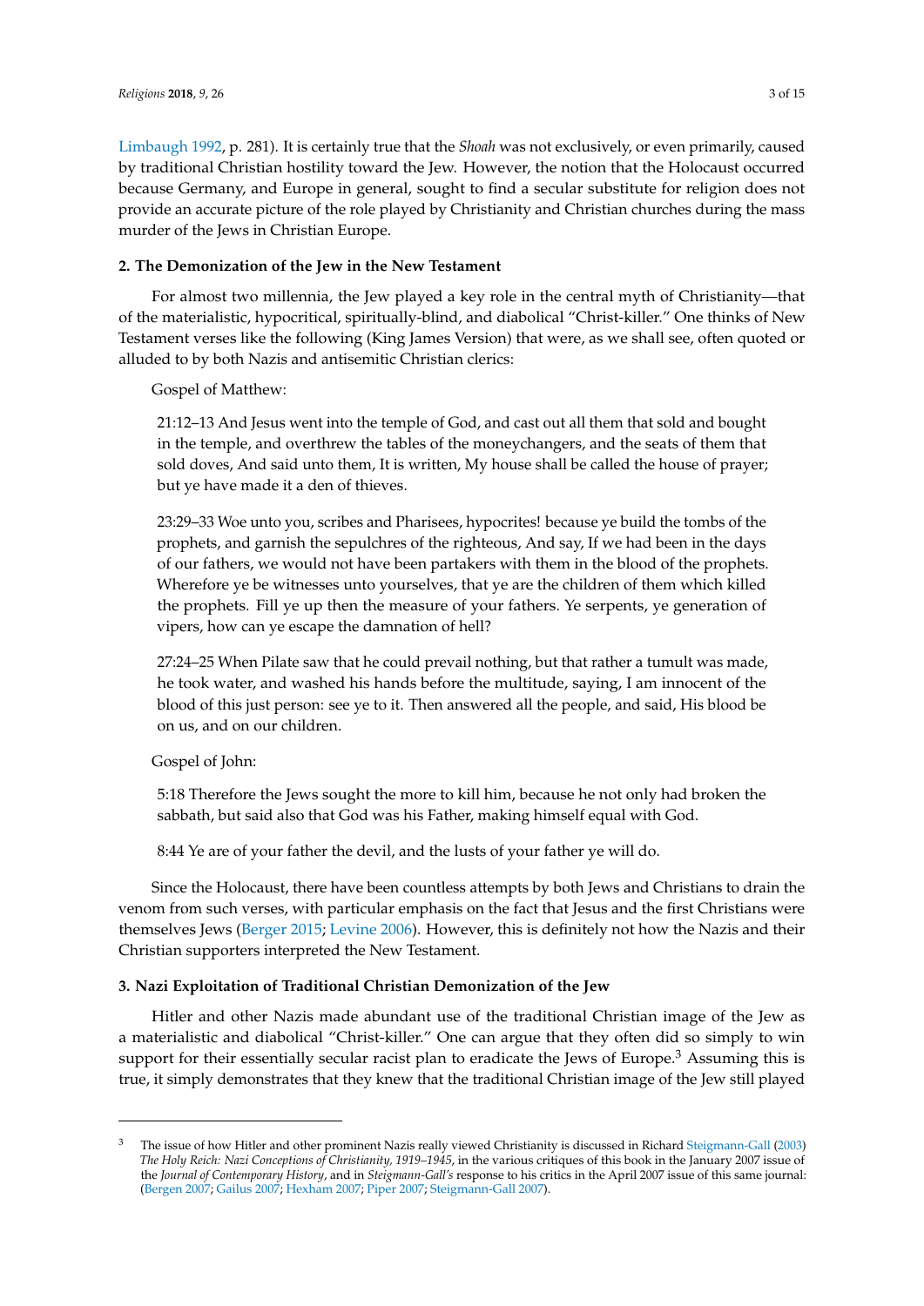Limbaugh 1992, p. 281). It is certainly true that the *Shoah* was not exclusively, or even primarily, caused by traditional Christian hostility toward the Jew. However, the notion that the Holocaust occurred because Germany, and Europe in general, sought to find a secular substitute for religion does not provide an accurate picture of the role played by Christianity and Christian churches during the mass murder of the Jews in Christian Europe.

## 2. The Demonization of the Jew in the New Testament

For almost two millennia, the Jew played a key role in the central myth of Christianity—that of the materialistic, hypocritical, spiritually-blind, and diabolical "Christ-killer." One thinks of New Testament verses like the following (King James Version) that were, as we shall see, often quoted or alluded to by both Nazis and antisemitic Christian clerics:

Gospel of Matthew:

> 21:12–13 And Jesus went into the temple of God, and cast out all them that sold and bought in the temple, and overthrew the tables of the moneychangers, and the seats of them that sold doves, And said unto them, It is written, My house shall be called the house of prayer; but ye have made it a den of thieves.
>
> 23:29–33 Woe unto you, scribes and Pharisees, hypocrites! because ye build the tombs of the prophets, and garnish the sepulchres of the righteous, And say, If we had been in the days of our fathers, we would not have been partakers with them in the blood of the prophets. Wherefore ye be witnesses unto yourselves, that ye are the children of them which killed the prophets. Fill ye up then the measure of your fathers. Ye serpents, ye generation of vipers, how can ye escape the damnation of hell?
>
> 27:24–25 When Pilate saw that he could prevail nothing, but that rather a tumult was made, he took water, and washed his hands before the multitude, saying, I am innocent of the blood of this just person: see ye to it. Then answered all the people, and said, His blood be on us, and on our children.

Gospel of John:

> 5:18 Therefore the Jews sought the more to kill him, because he not only had broken the sabbath, but said also that God was his Father, making himself equal with God.
>
> 8:44 Ye are of your father the devil, and the lusts of your father ye will do.

Since the Holocaust, there have been countless attempts by both Jews and Christians to drain the venom from such verses, with particular emphasis on the fact that Jesus and the first Christians were themselves Jews (Berger 2015; Levine 2006). However, this is definitely not how the Nazis and their Christian supporters interpreted the New Testament.

## 3. Nazi Exploitation of Traditional Christian Demonization of the Jew

Hitler and other Nazis made abundant use of the traditional Christian image of the Jew as a materialistic and diabolical "Christ-killer." One can argue that they often did so simply to win support for their essentially secular racist plan to eradicate the Jews of Europe.[3] Assuming this is true, it simply demonstrates that they knew that the traditional Christian image of the Jew still played

---

[3] The issue of how Hitler and other prominent Nazis really viewed Christianity is discussed in Richard Steigmann-Gall (2003) *The Holy Reich: Nazi Conceptions of Christianity, 1919–1945*, in the various critiques of this book in the January 2007 issue of the *Journal of Contemporary History*, and in *Steigmann-Gall's* response to his critics in the April 2007 issue of this same journal: (Bergen 2007; Gailus 2007; Hexham 2007; Piper 2007; Steigmann-Gall 2007).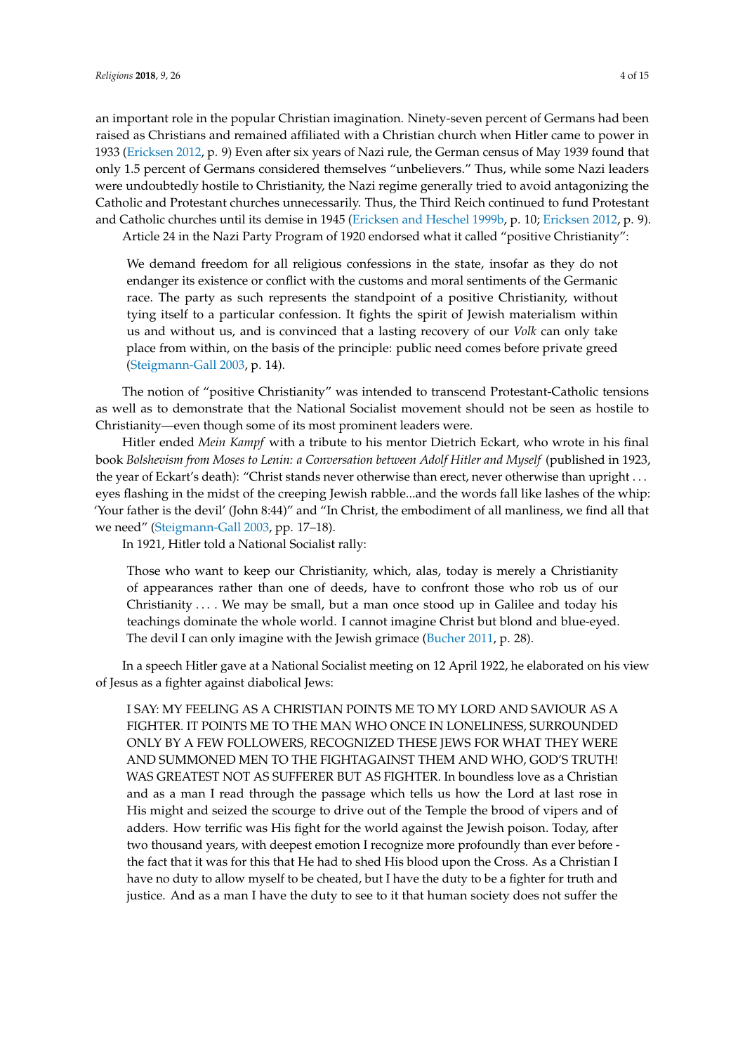an important role in the popular Christian imagination. Ninety-seven percent of Germans had been raised as Christians and remained affiliated with a Christian church when Hitler came to power in 1933 (Ericksen 2012, p. 9) Even after six years of Nazi rule, the German census of May 1939 found that only 1.5 percent of Germans considered themselves "unbelievers." Thus, while some Nazi leaders were undoubtedly hostile to Christianity, the Nazi regime generally tried to avoid antagonizing the Catholic and Protestant churches unnecessarily. Thus, the Third Reich continued to fund Protestant and Catholic churches until its demise in 1945 (Ericksen and Heschel 1999b, p. 10; Ericksen 2012, p. 9).

Article 24 in the Nazi Party Program of 1920 endorsed what it called "positive Christianity":

> We demand freedom for all religious confessions in the state, insofar as they do not endanger its existence or conflict with the customs and moral sentiments of the Germanic race. The party as such represents the standpoint of a positive Christianity, without tying itself to a particular confession. It fights the spirit of Jewish materialism within us and without us, and is convinced that a lasting recovery of our *Volk* can only take place from within, on the basis of the principle: public need comes before private greed (Steigmann-Gall 2003, p. 14).

The notion of "positive Christianity" was intended to transcend Protestant-Catholic tensions as well as to demonstrate that the National Socialist movement should not be seen as hostile to Christianity—even though some of its most prominent leaders were.

Hitler ended *Mein Kampf* with a tribute to his mentor Dietrich Eckart, who wrote in his final book *Bolshevism from Moses to Lenin: a Conversation between Adolf Hitler and Myself* (published in 1923, the year of Eckart's death): "Christ stands never otherwise than erect, never otherwise than upright . . . eyes flashing in the midst of the creeping Jewish rabble...and the words fall like lashes of the whip: 'Your father is the devil' (John 8:44)" and "In Christ, the embodiment of all manliness, we find all that we need" (Steigmann-Gall 2003, pp. 17–18).

In 1921, Hitler told a National Socialist rally:

> Those who want to keep our Christianity, which, alas, today is merely a Christianity of appearances rather than one of deeds, have to confront those who rob us of our Christianity . . . . We may be small, but a man once stood up in Galilee and today his teachings dominate the whole world. I cannot imagine Christ but blond and blue-eyed. The devil I can only imagine with the Jewish grimace (Bucher 2011, p. 28).

In a speech Hitler gave at a National Socialist meeting on 12 April 1922, he elaborated on his view of Jesus as a fighter against diabolical Jews:

> I SAY: MY FEELING AS A CHRISTIAN POINTS ME TO MY LORD AND SAVIOUR AS A FIGHTER. IT POINTS ME TO THE MAN WHO ONCE IN LONELINESS, SURROUNDED ONLY BY A FEW FOLLOWERS, RECOGNIZED THESE JEWS FOR WHAT THEY WERE AND SUMMONED MEN TO THE FIGHTAGAINST THEM AND WHO, GOD'S TRUTH! WAS GREATEST NOT AS SUFFERER BUT AS FIGHTER. In boundless love as a Christian and as a man I read through the passage which tells us how the Lord at last rose in His might and seized the scourge to drive out of the Temple the brood of vipers and of adders. How terrific was His fight for the world against the Jewish poison. Today, after two thousand years, with deepest emotion I recognize more profoundly than ever before - the fact that it was for this that He had to shed His blood upon the Cross. As a Christian I have no duty to allow myself to be cheated, but I have the duty to be a fighter for truth and justice. And as a man I have the duty to see to it that human society does not suffer the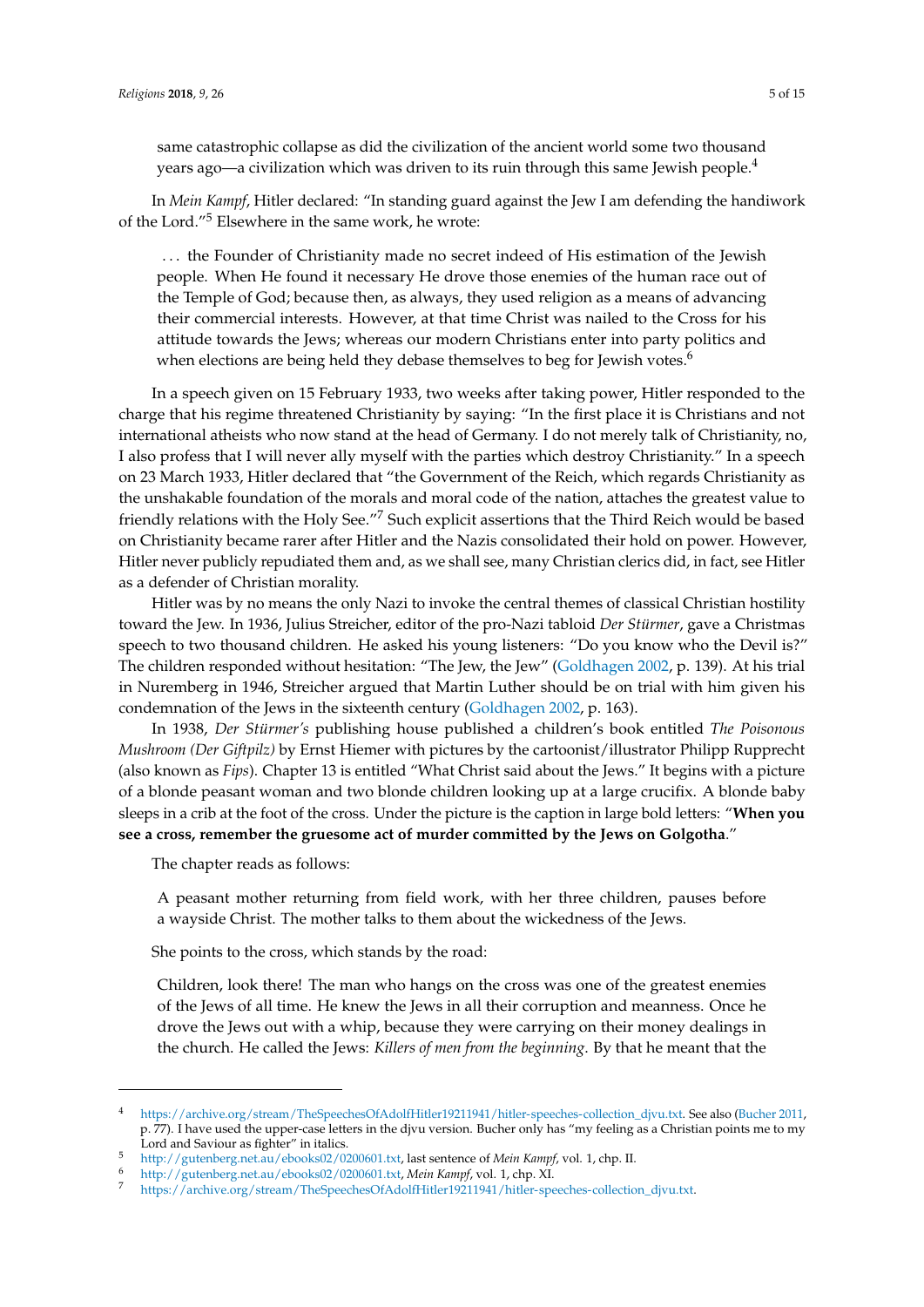same catastrophic collapse as did the civilization of the ancient world some two thousand years ago—a civilization which was driven to its ruin through this same Jewish people.[4]

In *Mein Kampf*, Hitler declared: "In standing guard against the Jew I am defending the handiwork of the Lord."[5] Elsewhere in the same work, he wrote:

> . . . the Founder of Christianity made no secret indeed of His estimation of the Jewish people. When He found it necessary He drove those enemies of the human race out of the Temple of God; because then, as always, they used religion as a means of advancing their commercial interests. However, at that time Christ was nailed to the Cross for his attitude towards the Jews; whereas our modern Christians enter into party politics and when elections are being held they debase themselves to beg for Jewish votes.[6]

In a speech given on 15 February 1933, two weeks after taking power, Hitler responded to the charge that his regime threatened Christianity by saying: "In the first place it is Christians and not international atheists who now stand at the head of Germany. I do not merely talk of Christianity, no, I also profess that I will never ally myself with the parties which destroy Christianity." In a speech on 23 March 1933, Hitler declared that "the Government of the Reich, which regards Christianity as the unshakable foundation of the morals and moral code of the nation, attaches the greatest value to friendly relations with the Holy See."[7] Such explicit assertions that the Third Reich would be based on Christianity became rarer after Hitler and the Nazis consolidated their hold on power. However, Hitler never publicly repudiated them and, as we shall see, many Christian clerics did, in fact, see Hitler as a defender of Christian morality.

Hitler was by no means the only Nazi to invoke the central themes of classical Christian hostility toward the Jew. In 1936, Julius Streicher, editor of the pro-Nazi tabloid *Der Stürmer*, gave a Christmas speech to two thousand children. He asked his young listeners: "Do you know who the Devil is?" The children responded without hesitation: "The Jew, the Jew" (Goldhagen 2002, p. 139). At his trial in Nuremberg in 1946, Streicher argued that Martin Luther should be on trial with him given his condemnation of the Jews in the sixteenth century (Goldhagen 2002, p. 163).

In 1938, *Der Stürmer's* publishing house published a children's book entitled *The Poisonous Mushroom (Der Giftpilz)* by Ernst Hiemer with pictures by the cartoonist/illustrator Philipp Rupprecht (also known as *Fips*). Chapter 13 is entitled "What Christ said about the Jews." It begins with a picture of a blonde peasant woman and two blonde children looking up at a large crucifix. A blonde baby sleeps in a crib at the foot of the cross. Under the picture is the caption in large bold letters: "**When you see a cross, remember the gruesome act of murder committed by the Jews on Golgotha**."

The chapter reads as follows:

> A peasant mother returning from field work, with her three children, pauses before a wayside Christ. The mother talks to them about the wickedness of the Jews.

She points to the cross, which stands by the road:

> Children, look there! The man who hangs on the cross was one of the greatest enemies of the Jews of all time. He knew the Jews in all their corruption and meanness. Once he drove the Jews out with a whip, because they were carrying on their money dealings in the church. He called the Jews: *Killers of men from the beginning*. By that he meant that the

---

[4] https://archive.org/stream/TheSpeechesOfAdolfHitler19211941/hitler-speeches-collection_djvu.txt. See also (Bucher 2011, p. 77). I have used the upper-case letters in the djvu version. Bucher only has "my feeling as a Christian points me to my Lord and Saviour as fighter" in italics.

[5] http://gutenberg.net.au/ebooks02/0200601.txt, last sentence of *Mein Kampf*, vol. 1, chp. II.

[6] http://gutenberg.net.au/ebooks02/0200601.txt, *Mein Kampf*, vol. 1, chp. XI.

[7] https://archive.org/stream/TheSpeechesOfAdolfHitler19211941/hitler-speeches-collection_djvu.txt.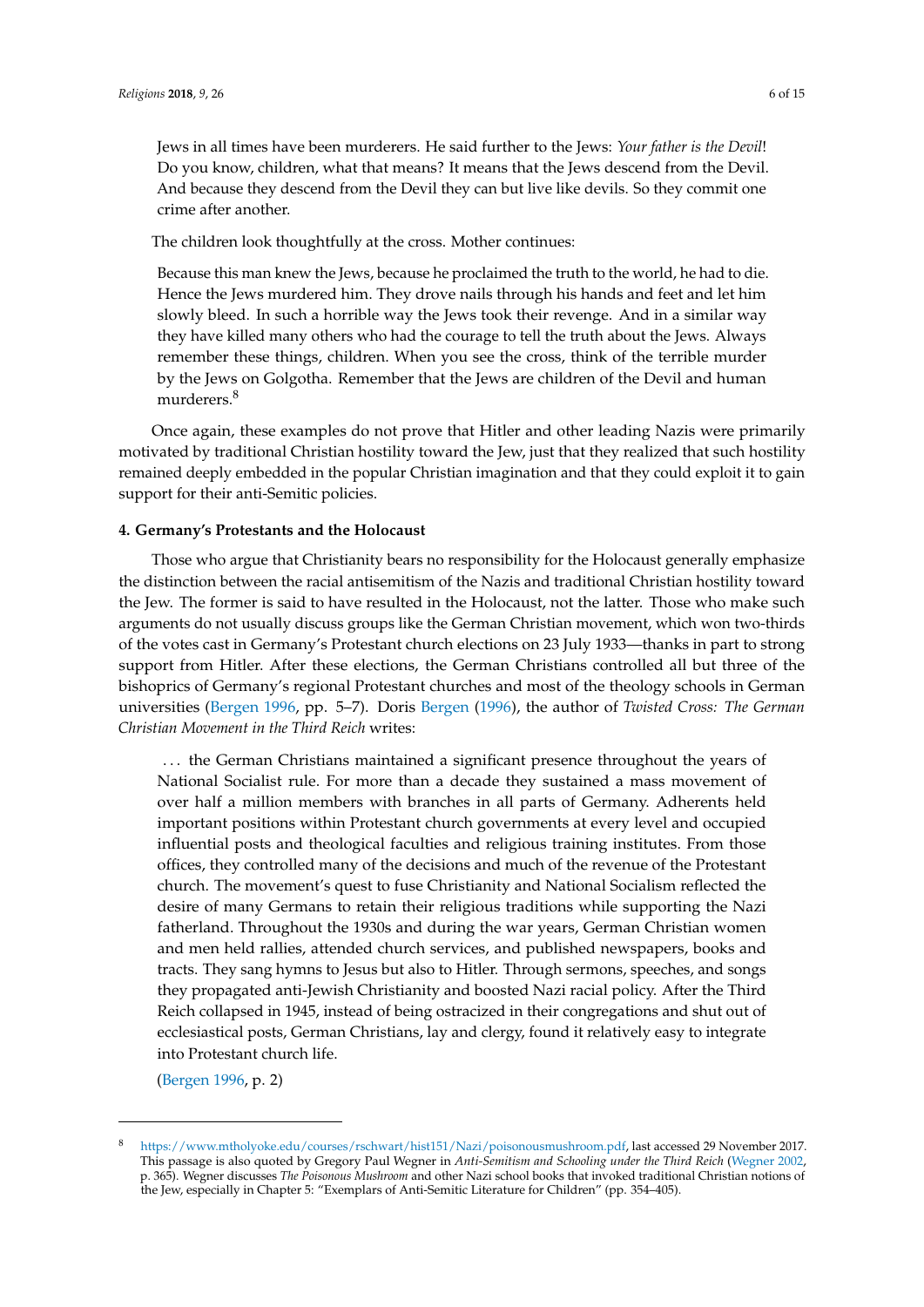> Jews in all times have been murderers. He said further to the Jews: *Your father is the Devil*! Do you know, children, what that means? It means that the Jews descend from the Devil. And because they descend from the Devil they can but live like devils. So they commit one crime after another.

The children look thoughtfully at the cross. Mother continues:

> Because this man knew the Jews, because he proclaimed the truth to the world, he had to die. Hence the Jews murdered him. They drove nails through his hands and feet and let him slowly bleed. In such a horrible way the Jews took their revenge. And in a similar way they have killed many others who had the courage to tell the truth about the Jews. Always remember these things, children. When you see the cross, think of the terrible murder by the Jews on Golgotha. Remember that the Jews are children of the Devil and human murderers.[8]

Once again, these examples do not prove that Hitler and other leading Nazis were primarily motivated by traditional Christian hostility toward the Jew, just that they realized that such hostility remained deeply embedded in the popular Christian imagination and that they could exploit it to gain support for their anti-Semitic policies.

**4. Germany's Protestants and the Holocaust**

Those who argue that Christianity bears no responsibility for the Holocaust generally emphasize the distinction between the racial antisemitism of the Nazis and traditional Christian hostility toward the Jew. The former is said to have resulted in the Holocaust, not the latter. Those who make such arguments do not usually discuss groups like the German Christian movement, which won two-thirds of the votes cast in Germany's Protestant church elections on 23 July 1933—thanks in part to strong support from Hitler. After these elections, the German Christians controlled all but three of the bishoprics of Germany's regional Protestant churches and most of the theology schools in German universities (Bergen 1996, pp. 5–7). Doris Bergen (1996), the author of *Twisted Cross: The German Christian Movement in the Third Reich* writes:

> . . . the German Christians maintained a significant presence throughout the years of National Socialist rule. For more than a decade they sustained a mass movement of over half a million members with branches in all parts of Germany. Adherents held important positions within Protestant church governments at every level and occupied influential posts and theological faculties and religious training institutes. From those offices, they controlled many of the decisions and much of the revenue of the Protestant church. The movement's quest to fuse Christianity and National Socialism reflected the desire of many Germans to retain their religious traditions while supporting the Nazi fatherland. Throughout the 1930s and during the war years, German Christian women and men held rallies, attended church services, and published newspapers, books and tracts. They sang hymns to Jesus but also to Hitler. Through sermons, speeches, and songs they propagated anti-Jewish Christianity and boosted Nazi racial policy. After the Third Reich collapsed in 1945, instead of being ostracized in their congregations and shut out of ecclesiastical posts, German Christians, lay and clergy, found it relatively easy to integrate into Protestant church life.
>
> (Bergen 1996, p. 2)

---

[8] https://www.mtholyoke.edu/courses/rschwart/hist151/Nazi/poisonousmushroom.pdf, last accessed 29 November 2017. This passage is also quoted by Gregory Paul Wegner in *Anti-Semitism and Schooling under the Third Reich* (Wegner 2002, p. 365). Wegner discusses *The Poisonous Mushroom* and other Nazi school books that invoked traditional Christian notions of the Jew, especially in Chapter 5: "Exemplars of Anti-Semitic Literature for Children" (pp. 354–405).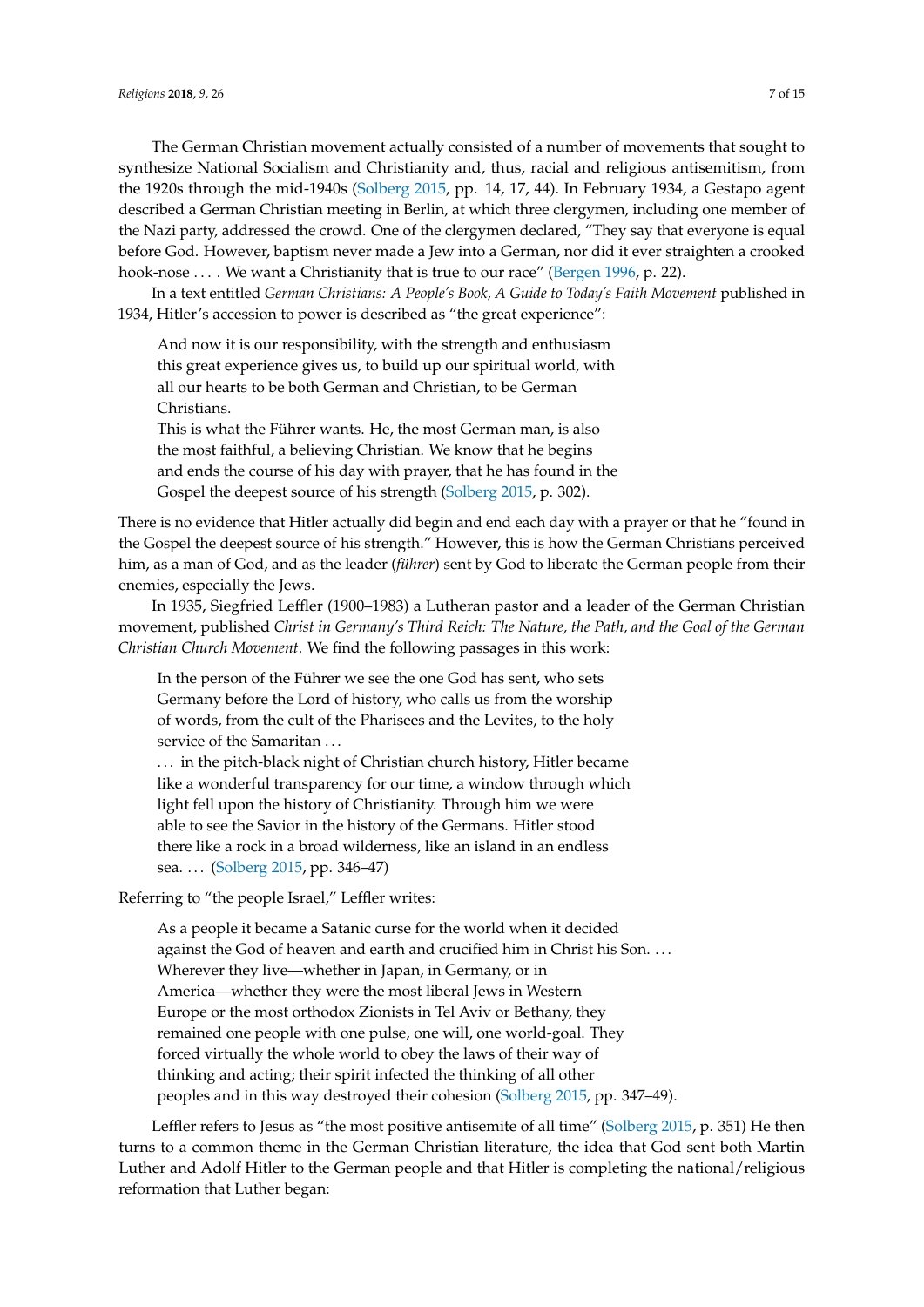The German Christian movement actually consisted of a number of movements that sought to synthesize National Socialism and Christianity and, thus, racial and religious antisemitism, from the 1920s through the mid-1940s (Solberg 2015, pp. 14, 17, 44). In February 1934, a Gestapo agent described a German Christian meeting in Berlin, at which three clergymen, including one member of the Nazi party, addressed the crowd. One of the clergymen declared, "They say that everyone is equal before God. However, baptism never made a Jew into a German, nor did it ever straighten a crooked hook-nose . . . . We want a Christianity that is true to our race" (Bergen 1996, p. 22).

In a text entitled *German Christians: A People's Book, A Guide to Today's Faith Movement* published in 1934, Hitler's accession to power is described as "the great experience":

> And now it is our responsibility, with the strength and enthusiasm this great experience gives us, to build up our spiritual world, with all our hearts to be both German and Christian, to be German Christians.
> This is what the Führer wants. He, the most German man, is also the most faithful, a believing Christian. We know that he begins and ends the course of his day with prayer, that he has found in the Gospel the deepest source of his strength (Solberg 2015, p. 302).

There is no evidence that Hitler actually did begin and end each day with a prayer or that he "found in the Gospel the deepest source of his strength." However, this is how the German Christians perceived him, as a man of God, and as the leader (*führer*) sent by God to liberate the German people from their enemies, especially the Jews.

In 1935, Siegfried Leffler (1900–1983) a Lutheran pastor and a leader of the German Christian movement, published *Christ in Germany's Third Reich: The Nature, the Path, and the Goal of the German Christian Church Movement*. We find the following passages in this work:

> In the person of the Führer we see the one God has sent, who sets Germany before the Lord of history, who calls us from the worship of words, from the cult of the Pharisees and the Levites, to the holy service of the Samaritan . . .
> . . . in the pitch-black night of Christian church history, Hitler became like a wonderful transparency for our time, a window through which light fell upon the history of Christianity. Through him we were able to see the Savior in the history of the Germans. Hitler stood there like a rock in a broad wilderness, like an island in an endless sea. . . . (Solberg 2015, pp. 346–47)

Referring to "the people Israel," Leffler writes:

> As a people it became a Satanic curse for the world when it decided against the God of heaven and earth and crucified him in Christ his Son. . . . Wherever they live—whether in Japan, in Germany, or in America—whether they were the most liberal Jews in Western Europe or the most orthodox Zionists in Tel Aviv or Bethany, they remained one people with one pulse, one will, one world-goal. They forced virtually the whole world to obey the laws of their way of thinking and acting; their spirit infected the thinking of all other peoples and in this way destroyed their cohesion (Solberg 2015, pp. 347–49).

Leffler refers to Jesus as "the most positive antisemite of all time" (Solberg 2015, p. 351) He then turns to a common theme in the German Christian literature, the idea that God sent both Martin Luther and Adolf Hitler to the German people and that Hitler is completing the national/religious reformation that Luther began: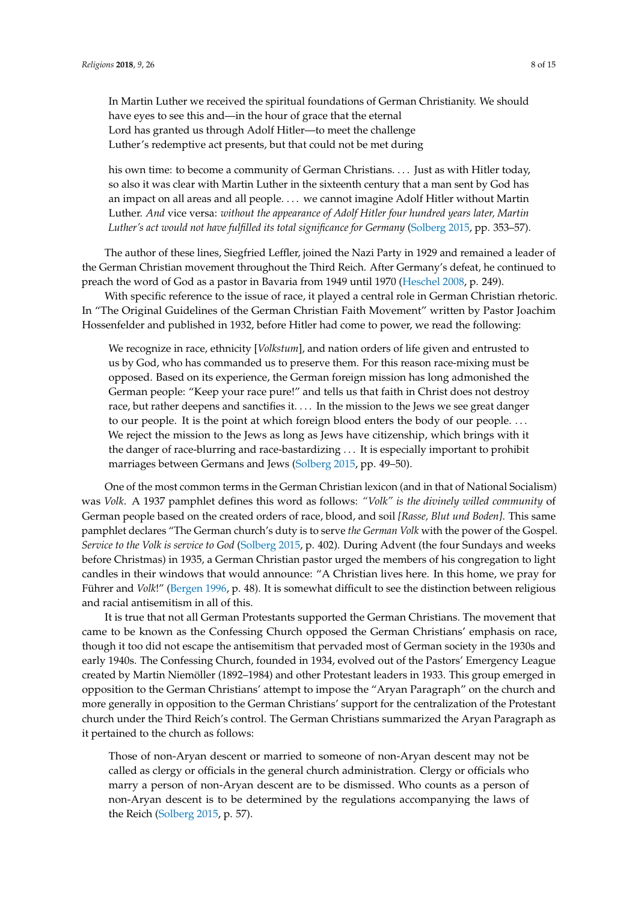> In Martin Luther we received the spiritual foundations of German Christianity. We should have eyes to see this and—in the hour of grace that the eternal Lord has granted us through Adolf Hitler—to meet the challenge Luther's redemptive act presents, but that could not be met during his own time: to become a community of German Christians. . . . Just as with Hitler today, so also it was clear with Martin Luther in the sixteenth century that a man sent by God has an impact on all areas and all people. . . . we cannot imagine Adolf Hitler without Martin Luther. *And* vice versa: *without the appearance of Adolf Hitler four hundred years later, Martin Luther's act would not have fulfilled its total significance for Germany* (Solberg 2015, pp. 353–57).

The author of these lines, Siegfried Leffler, joined the Nazi Party in 1929 and remained a leader of the German Christian movement throughout the Third Reich. After Germany's defeat, he continued to preach the word of God as a pastor in Bavaria from 1949 until 1970 (Heschel 2008, p. 249).

With specific reference to the issue of race, it played a central role in German Christian rhetoric. In "The Original Guidelines of the German Christian Faith Movement" written by Pastor Joachim Hossenfelder and published in 1932, before Hitler had come to power, we read the following:

> We recognize in race, ethnicity [*Volkstum*], and nation orders of life given and entrusted to us by God, who has commanded us to preserve them. For this reason race-mixing must be opposed. Based on its experience, the German foreign mission has long admonished the German people: "Keep your race pure!" and tells us that faith in Christ does not destroy race, but rather deepens and sanctifies it. . . . In the mission to the Jews we see great danger to our people. It is the point at which foreign blood enters the body of our people. . . . We reject the mission to the Jews as long as Jews have citizenship, which brings with it the danger of race-blurring and race-bastardizing . . . It is especially important to prohibit marriages between Germans and Jews (Solberg 2015, pp. 49–50).

One of the most common terms in the German Christian lexicon (and in that of National Socialism) was *Volk*. A 1937 pamphlet defines this word as follows: *"Volk" is the divinely willed community* of German people based on the created orders of race, blood, and soil *[Rasse, Blut und Boden]*. This same pamphlet declares "The German church's duty is to serve *the German Volk* with the power of the Gospel. *Service to the Volk is service to God* (Solberg 2015, p. 402). During Advent (the four Sundays and weeks before Christmas) in 1935, a German Christian pastor urged the members of his congregation to light candles in their windows that would announce: "A Christian lives here. In this home, we pray for Führer and *Volk*!" (Bergen 1996, p. 48). It is somewhat difficult to see the distinction between religious and racial antisemitism in all of this.

It is true that not all German Protestants supported the German Christians. The movement that came to be known as the Confessing Church opposed the German Christians' emphasis on race, though it too did not escape the antisemitism that pervaded most of German society in the 1930s and early 1940s. The Confessing Church, founded in 1934, evolved out of the Pastors' Emergency League created by Martin Niemöller (1892–1984) and other Protestant leaders in 1933. This group emerged in opposition to the German Christians' attempt to impose the "Aryan Paragraph" on the church and more generally in opposition to the German Christians' support for the centralization of the Protestant church under the Third Reich's control. The German Christians summarized the Aryan Paragraph as it pertained to the church as follows:

> Those of non-Aryan descent or married to someone of non-Aryan descent may not be called as clergy or officials in the general church administration. Clergy or officials who marry a person of non-Aryan descent are to be dismissed. Who counts as a person of non-Aryan descent is to be determined by the regulations accompanying the laws of the Reich (Solberg 2015, p. 57).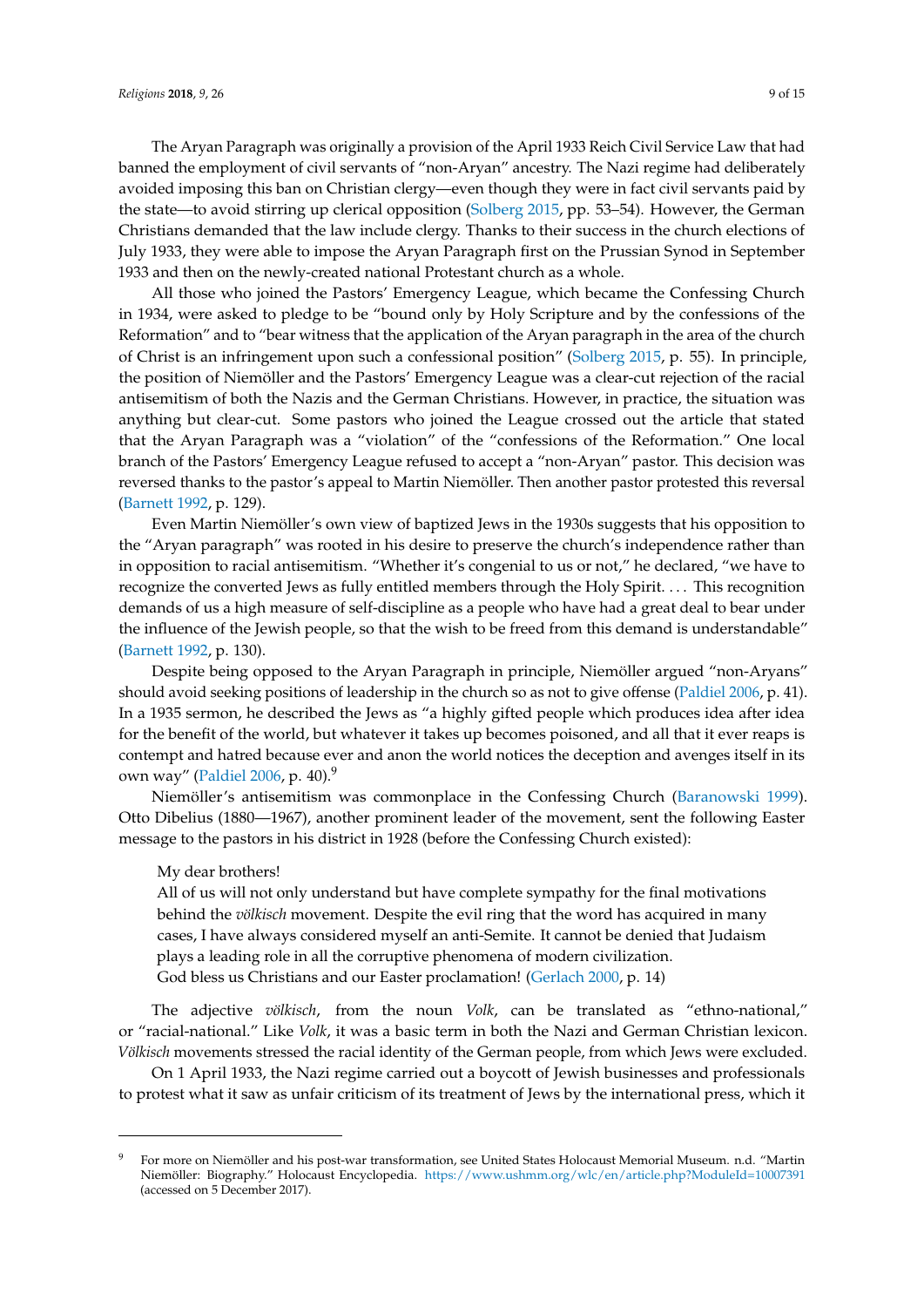The Aryan Paragraph was originally a provision of the April 1933 Reich Civil Service Law that had banned the employment of civil servants of "non-Aryan" ancestry. The Nazi regime had deliberately avoided imposing this ban on Christian clergy—even though they were in fact civil servants paid by the state—to avoid stirring up clerical opposition (Solberg 2015, pp. 53–54). However, the German Christians demanded that the law include clergy. Thanks to their success in the church elections of July 1933, they were able to impose the Aryan Paragraph first on the Prussian Synod in September 1933 and then on the newly-created national Protestant church as a whole.

All those who joined the Pastors' Emergency League, which became the Confessing Church in 1934, were asked to pledge to be "bound only by Holy Scripture and by the confessions of the Reformation" and to "bear witness that the application of the Aryan paragraph in the area of the church of Christ is an infringement upon such a confessional position" (Solberg 2015, p. 55). In principle, the position of Niemöller and the Pastors' Emergency League was a clear-cut rejection of the racial antisemitism of both the Nazis and the German Christians. However, in practice, the situation was anything but clear-cut. Some pastors who joined the League crossed out the article that stated that the Aryan Paragraph was a "violation" of the "confessions of the Reformation." One local branch of the Pastors' Emergency League refused to accept a "non-Aryan" pastor. This decision was reversed thanks to the pastor's appeal to Martin Niemöller. Then another pastor protested this reversal (Barnett 1992, p. 129).

Even Martin Niemöller's own view of baptized Jews in the 1930s suggests that his opposition to the "Aryan paragraph" was rooted in his desire to preserve the church's independence rather than in opposition to racial antisemitism. "Whether it's congenial to us or not," he declared, "we have to recognize the converted Jews as fully entitled members through the Holy Spirit. . . . This recognition demands of us a high measure of self-discipline as a people who have had a great deal to bear under the influence of the Jewish people, so that the wish to be freed from this demand is understandable" (Barnett 1992, p. 130).

Despite being opposed to the Aryan Paragraph in principle, Niemöller argued "non-Aryans" should avoid seeking positions of leadership in the church so as not to give offense (Paldiel 2006, p. 41). In a 1935 sermon, he described the Jews as "a highly gifted people which produces idea after idea for the benefit of the world, but whatever it takes up becomes poisoned, and all that it ever reaps is contempt and hatred because ever and anon the world notices the deception and avenges itself in its own way" (Paldiel 2006, p. 40).[9]

Niemöller's antisemitism was commonplace in the Confessing Church (Baranowski 1999). Otto Dibelius (1880—1967), another prominent leader of the movement, sent the following Easter message to the pastors in his district in 1928 (before the Confessing Church existed):

> My dear brothers!
> All of us will not only understand but have complete sympathy for the final motivations behind the *völkisch* movement. Despite the evil ring that the word has acquired in many cases, I have always considered myself an anti-Semite. It cannot be denied that Judaism plays a leading role in all the corruptive phenomena of modern civilization.
> God bless us Christians and our Easter proclamation! (Gerlach 2000, p. 14)

The adjective *völkisch*, from the noun *Volk*, can be translated as "ethno-national," or "racial-national." Like *Volk*, it was a basic term in both the Nazi and German Christian lexicon. *Völkisch* movements stressed the racial identity of the German people, from which Jews were excluded.

On 1 April 1933, the Nazi regime carried out a boycott of Jewish businesses and professionals to protest what it saw as unfair criticism of its treatment of Jews by the international press, which it

---

[9] For more on Niemöller and his post-war transformation, see United States Holocaust Memorial Museum. n.d. "Martin Niemöller: Biography." Holocaust Encyclopedia. https://www.ushmm.org/wlc/en/article.php?ModuleId=10007391 (accessed on 5 December 2017).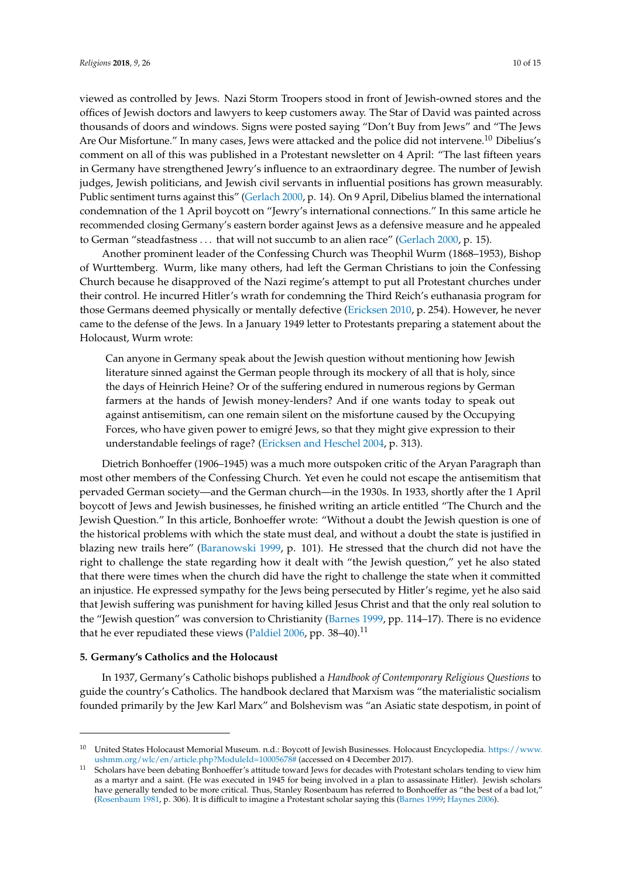viewed as controlled by Jews. Nazi Storm Troopers stood in front of Jewish-owned stores and the offices of Jewish doctors and lawyers to keep customers away. The Star of David was painted across thousands of doors and windows. Signs were posted saying "Don't Buy from Jews" and "The Jews Are Our Misfortune." In many cases, Jews were attacked and the police did not intervene.[10] Dibelius's comment on all of this was published in a Protestant newsletter on 4 April: "The last fifteen years in Germany have strengthened Jewry's influence to an extraordinary degree. The number of Jewish judges, Jewish politicians, and Jewish civil servants in influential positions has grown measurably. Public sentiment turns against this" (Gerlach 2000, p. 14). On 9 April, Dibelius blamed the international condemnation of the 1 April boycott on "Jewry's international connections." In this same article he recommended closing Germany's eastern border against Jews as a defensive measure and he appealed to German "steadfastness ... that will not succumb to an alien race" (Gerlach 2000, p. 15).

Another prominent leader of the Confessing Church was Theophil Wurm (1868–1953), Bishop of Wurttemberg. Wurm, like many others, had left the German Christians to join the Confessing Church because he disapproved of the Nazi regime's attempt to put all Protestant churches under their control. He incurred Hitler's wrath for condemning the Third Reich's euthanasia program for those Germans deemed physically or mentally defective (Ericksen 2010, p. 254). However, he never came to the defense of the Jews. In a January 1949 letter to Protestants preparing a statement about the Holocaust, Wurm wrote:

> Can anyone in Germany speak about the Jewish question without mentioning how Jewish literature sinned against the German people through its mockery of all that is holy, since the days of Heinrich Heine? Or of the suffering endured in numerous regions by German farmers at the hands of Jewish money-lenders? And if one wants today to speak out against antisemitism, can one remain silent on the misfortune caused by the Occupying Forces, who have given power to emigré Jews, so that they might give expression to their understandable feelings of rage? (Ericksen and Heschel 2004, p. 313).

Dietrich Bonhoeffer (1906–1945) was a much more outspoken critic of the Aryan Paragraph than most other members of the Confessing Church. Yet even he could not escape the antisemitism that pervaded German society—and the German church—in the 1930s. In 1933, shortly after the 1 April boycott of Jews and Jewish businesses, he finished writing an article entitled "The Church and the Jewish Question." In this article, Bonhoeffer wrote: "Without a doubt the Jewish question is one of the historical problems with which the state must deal, and without a doubt the state is justified in blazing new trails here" (Baranowski 1999, p. 101). He stressed that the church did not have the right to challenge the state regarding how it dealt with "the Jewish question," yet he also stated that there were times when the church did have the right to challenge the state when it committed an injustice. He expressed sympathy for the Jews being persecuted by Hitler's regime, yet he also said that Jewish suffering was punishment for having killed Jesus Christ and that the only real solution to the "Jewish question" was conversion to Christianity (Barnes 1999, pp. 114–17). There is no evidence that he ever repudiated these views (Paldiel 2006, pp. 38–40).[11]

## 5. Germany's Catholics and the Holocaust

In 1937, Germany's Catholic bishops published a *Handbook of Contemporary Religious Questions* to guide the country's Catholics. The handbook declared that Marxism was "the materialistic socialism founded primarily by the Jew Karl Marx" and Bolshevism was "an Asiatic state despotism, in point of

---

[10] United States Holocaust Memorial Museum. n.d.: Boycott of Jewish Businesses. Holocaust Encyclopedia. https://www.ushmm.org/wlc/en/article.php?ModuleId=10005678# (accessed on 4 December 2017).

[11] Scholars have been debating Bonhoeffer's attitude toward Jews for decades with Protestant scholars tending to view him as a martyr and a saint. (He was executed in 1945 for being involved in a plan to assassinate Hitler). Jewish scholars have generally tended to be more critical. Thus, Stanley Rosenbaum has referred to Bonhoeffer as "the best of a bad lot," (Rosenbaum 1981, p. 306). It is difficult to imagine a Protestant scholar saying this (Barnes 1999; Haynes 2006).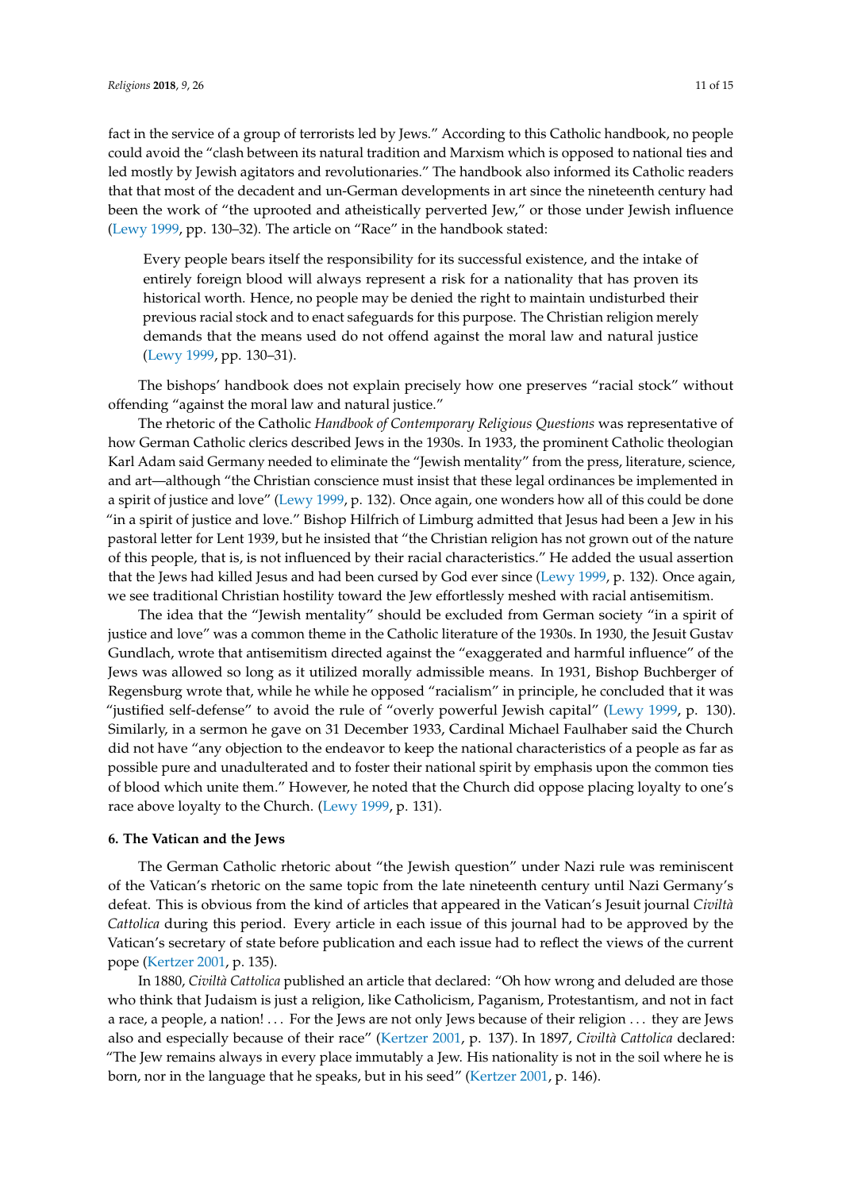fact in the service of a group of terrorists led by Jews." According to this Catholic handbook, no people could avoid the "clash between its natural tradition and Marxism which is opposed to national ties and led mostly by Jewish agitators and revolutionaries." The handbook also informed its Catholic readers that that most of the decadent and un-German developments in art since the nineteenth century had been the work of "the uprooted and atheistically perverted Jew," or those under Jewish influence (Lewy 1999, pp. 130–32). The article on "Race" in the handbook stated:

> Every people bears itself the responsibility for its successful existence, and the intake of entirely foreign blood will always represent a risk for a nationality that has proven its historical worth. Hence, no people may be denied the right to maintain undisturbed their previous racial stock and to enact safeguards for this purpose. The Christian religion merely demands that the means used do not offend against the moral law and natural justice (Lewy 1999, pp. 130–31).

The bishops' handbook does not explain precisely how one preserves "racial stock" without offending "against the moral law and natural justice."

The rhetoric of the Catholic *Handbook of Contemporary Religious Questions* was representative of how German Catholic clerics described Jews in the 1930s. In 1933, the prominent Catholic theologian Karl Adam said Germany needed to eliminate the "Jewish mentality" from the press, literature, science, and art—although "the Christian conscience must insist that these legal ordinances be implemented in a spirit of justice and love" (Lewy 1999, p. 132). Once again, one wonders how all of this could be done "in a spirit of justice and love." Bishop Hilfrich of Limburg admitted that Jesus had been a Jew in his pastoral letter for Lent 1939, but he insisted that "the Christian religion has not grown out of the nature of this people, that is, is not influenced by their racial characteristics." He added the usual assertion that the Jews had killed Jesus and had been cursed by God ever since (Lewy 1999, p. 132). Once again, we see traditional Christian hostility toward the Jew effortlessly meshed with racial antisemitism.

The idea that the "Jewish mentality" should be excluded from German society "in a spirit of justice and love" was a common theme in the Catholic literature of the 1930s. In 1930, the Jesuit Gustav Gundlach, wrote that antisemitism directed against the "exaggerated and harmful influence" of the Jews was allowed so long as it utilized morally admissible means. In 1931, Bishop Buchberger of Regensburg wrote that, while he while he opposed "racialism" in principle, he concluded that it was "justified self-defense" to avoid the rule of "overly powerful Jewish capital" (Lewy 1999, p. 130). Similarly, in a sermon he gave on 31 December 1933, Cardinal Michael Faulhaber said the Church did not have "any objection to the endeavor to keep the national characteristics of a people as far as possible pure and unadulterated and to foster their national spirit by emphasis upon the common ties of blood which unite them." However, he noted that the Church did oppose placing loyalty to one's race above loyalty to the Church. (Lewy 1999, p. 131).

## 6. The Vatican and the Jews

The German Catholic rhetoric about "the Jewish question" under Nazi rule was reminiscent of the Vatican's rhetoric on the same topic from the late nineteenth century until Nazi Germany's defeat. This is obvious from the kind of articles that appeared in the Vatican's Jesuit journal *Civiltà Cattolica* during this period. Every article in each issue of this journal had to be approved by the Vatican's secretary of state before publication and each issue had to reflect the views of the current pope (Kertzer 2001, p. 135).

In 1880, *Civiltà Cattolica* published an article that declared: "Oh how wrong and deluded are those who think that Judaism is just a religion, like Catholicism, Paganism, Protestantism, and not in fact a race, a people, a nation! ... For the Jews are not only Jews because of their religion ... they are Jews also and especially because of their race" (Kertzer 2001, p. 137). In 1897, *Civiltà Cattolica* declared: "The Jew remains always in every place immutably a Jew. His nationality is not in the soil where he is born, nor in the language that he speaks, but in his seed" (Kertzer 2001, p. 146).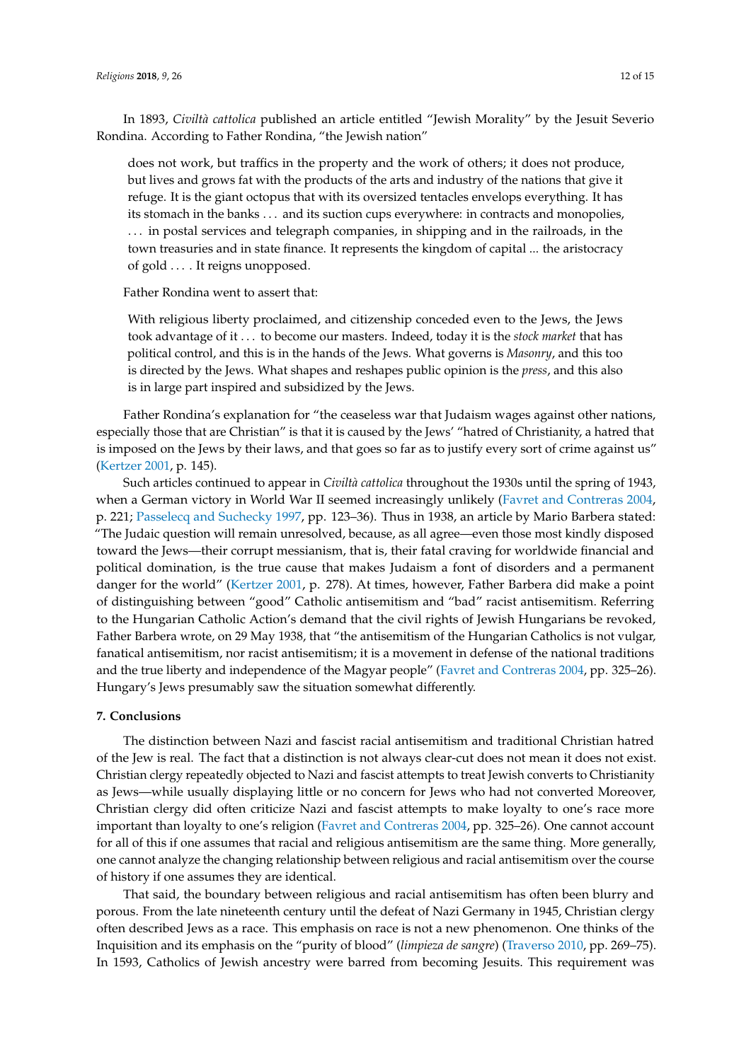In 1893, *Civiltà cattolica* published an article entitled "Jewish Morality" by the Jesuit Severio Rondina. According to Father Rondina, "the Jewish nation"

> does not work, but traffics in the property and the work of others; it does not produce, but lives and grows fat with the products of the arts and industry of the nations that give it refuge. It is the giant octopus that with its oversized tentacles envelops everything. It has its stomach in the banks . . . and its suction cups everywhere: in contracts and monopolies, . . . in postal services and telegraph companies, in shipping and in the railroads, in the town treasuries and in state finance. It represents the kingdom of capital ... the aristocracy of gold . . . . It reigns unopposed.

Father Rondina went to assert that:

> With religious liberty proclaimed, and citizenship conceded even to the Jews, the Jews took advantage of it . . . to become our masters. Indeed, today it is the *stock market* that has political control, and this is in the hands of the Jews. What governs is *Masonry*, and this too is directed by the Jews. What shapes and reshapes public opinion is the *press*, and this also is in large part inspired and subsidized by the Jews.

Father Rondina's explanation for "the ceaseless war that Judaism wages against other nations, especially those that are Christian" is that it is caused by the Jews' "hatred of Christianity, a hatred that is imposed on the Jews by their laws, and that goes so far as to justify every sort of crime against us" (Kertzer 2001, p. 145).

Such articles continued to appear in *Civiltà cattolica* throughout the 1930s until the spring of 1943, when a German victory in World War II seemed increasingly unlikely (Favret and Contreras 2004, p. 221; Passelecq and Suchecky 1997, pp. 123–36). Thus in 1938, an article by Mario Barbera stated: "The Judaic question will remain unresolved, because, as all agree—even those most kindly disposed toward the Jews—their corrupt messianism, that is, their fatal craving for worldwide financial and political domination, is the true cause that makes Judaism a font of disorders and a permanent danger for the world" (Kertzer 2001, p. 278). At times, however, Father Barbera did make a point of distinguishing between "good" Catholic antisemitism and "bad" racist antisemitism. Referring to the Hungarian Catholic Action's demand that the civil rights of Jewish Hungarians be revoked, Father Barbera wrote, on 29 May 1938, that "the antisemitism of the Hungarian Catholics is not vulgar, fanatical antisemitism, nor racist antisemitism; it is a movement in defense of the national traditions and the true liberty and independence of the Magyar people" (Favret and Contreras 2004, pp. 325–26). Hungary's Jews presumably saw the situation somewhat differently.

## 7. Conclusions

The distinction between Nazi and fascist racial antisemitism and traditional Christian hatred of the Jew is real. The fact that a distinction is not always clear-cut does not mean it does not exist. Christian clergy repeatedly objected to Nazi and fascist attempts to treat Jewish converts to Christianity as Jews—while usually displaying little or no concern for Jews who had not converted Moreover, Christian clergy did often criticize Nazi and fascist attempts to make loyalty to one's race more important than loyalty to one's religion (Favret and Contreras 2004, pp. 325–26). One cannot account for all of this if one assumes that racial and religious antisemitism are the same thing. More generally, one cannot analyze the changing relationship between religious and racial antisemitism over the course of history if one assumes they are identical.

That said, the boundary between religious and racial antisemitism has often been blurry and porous. From the late nineteenth century until the defeat of Nazi Germany in 1945, Christian clergy often described Jews as a race. This emphasis on race is not a new phenomenon. One thinks of the Inquisition and its emphasis on the "purity of blood" (*limpieza de sangre*) (Traverso 2010, pp. 269–75). In 1593, Catholics of Jewish ancestry were barred from becoming Jesuits. This requirement was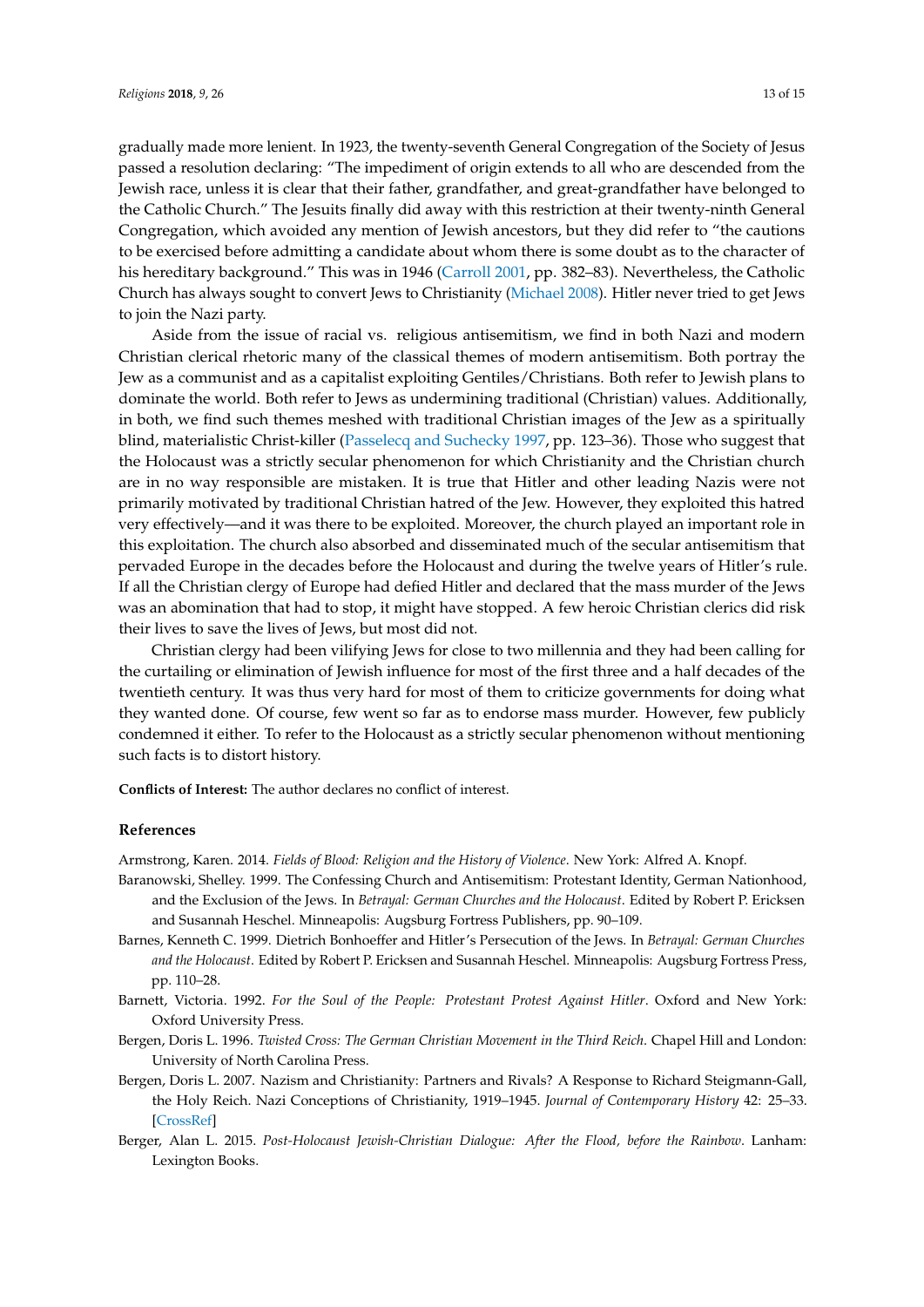gradually made more lenient. In 1923, the twenty-seventh General Congregation of the Society of Jesus passed a resolution declaring: "The impediment of origin extends to all who are descended from the Jewish race, unless it is clear that their father, grandfather, and great-grandfather have belonged to the Catholic Church." The Jesuits finally did away with this restriction at their twenty-ninth General Congregation, which avoided any mention of Jewish ancestors, but they did refer to "the cautions to be exercised before admitting a candidate about whom there is some doubt as to the character of his hereditary background." This was in 1946 (Carroll 2001, pp. 382–83). Nevertheless, the Catholic Church has always sought to convert Jews to Christianity (Michael 2008). Hitler never tried to get Jews to join the Nazi party.

Aside from the issue of racial vs. religious antisemitism, we find in both Nazi and modern Christian clerical rhetoric many of the classical themes of modern antisemitism. Both portray the Jew as a communist and as a capitalist exploiting Gentiles/Christians. Both refer to Jewish plans to dominate the world. Both refer to Jews as undermining traditional (Christian) values. Additionally, in both, we find such themes meshed with traditional Christian images of the Jew as a spiritually blind, materialistic Christ-killer (Passelecq and Suchecky 1997, pp. 123–36). Those who suggest that the Holocaust was a strictly secular phenomenon for which Christianity and the Christian church are in no way responsible are mistaken. It is true that Hitler and other leading Nazis were not primarily motivated by traditional Christian hatred of the Jew. However, they exploited this hatred very effectively—and it was there to be exploited. Moreover, the church played an important role in this exploitation. The church also absorbed and disseminated much of the secular antisemitism that pervaded Europe in the decades before the Holocaust and during the twelve years of Hitler's rule. If all the Christian clergy of Europe had defied Hitler and declared that the mass murder of the Jews was an abomination that had to stop, it might have stopped. A few heroic Christian clerics did risk their lives to save the lives of Jews, but most did not.

Christian clergy had been vilifying Jews for close to two millennia and they had been calling for the curtailing or elimination of Jewish influence for most of the first three and a half decades of the twentieth century. It was thus very hard for most of them to criticize governments for doing what they wanted done. Of course, few went so far as to endorse mass murder. However, few publicly condemned it either. To refer to the Holocaust as a strictly secular phenomenon without mentioning such facts is to distort history.

**Conflicts of Interest:** The author declares no conflict of interest.

## References

Armstrong, Karen. 2014. *Fields of Blood: Religion and the History of Violence*. New York: Alfred A. Knopf.

Baranowski, Shelley. 1999. The Confessing Church and Antisemitism: Protestant Identity, German Nationhood, and the Exclusion of the Jews. In *Betrayal: German Churches and the Holocaust*. Edited by Robert P. Ericksen and Susannah Heschel. Minneapolis: Augsburg Fortress Publishers, pp. 90–109.

Barnes, Kenneth C. 1999. Dietrich Bonhoeffer and Hitler's Persecution of the Jews. In *Betrayal: German Churches and the Holocaust*. Edited by Robert P. Ericksen and Susannah Heschel. Minneapolis: Augsburg Fortress Press, pp. 110–28.

Barnett, Victoria. 1992. *For the Soul of the People: Protestant Protest Against Hitler*. Oxford and New York: Oxford University Press.

Bergen, Doris L. 1996. *Twisted Cross: The German Christian Movement in the Third Reich*. Chapel Hill and London: University of North Carolina Press.

Bergen, Doris L. 2007. Nazism and Christianity: Partners and Rivals? A Response to Richard Steigmann-Gall, the Holy Reich. Nazi Conceptions of Christianity, 1919–1945. *Journal of Contemporary History* 42: 25–33. [CrossRef]

Berger, Alan L. 2015. *Post-Holocaust Jewish-Christian Dialogue: After the Flood, before the Rainbow*. Lanham: Lexington Books.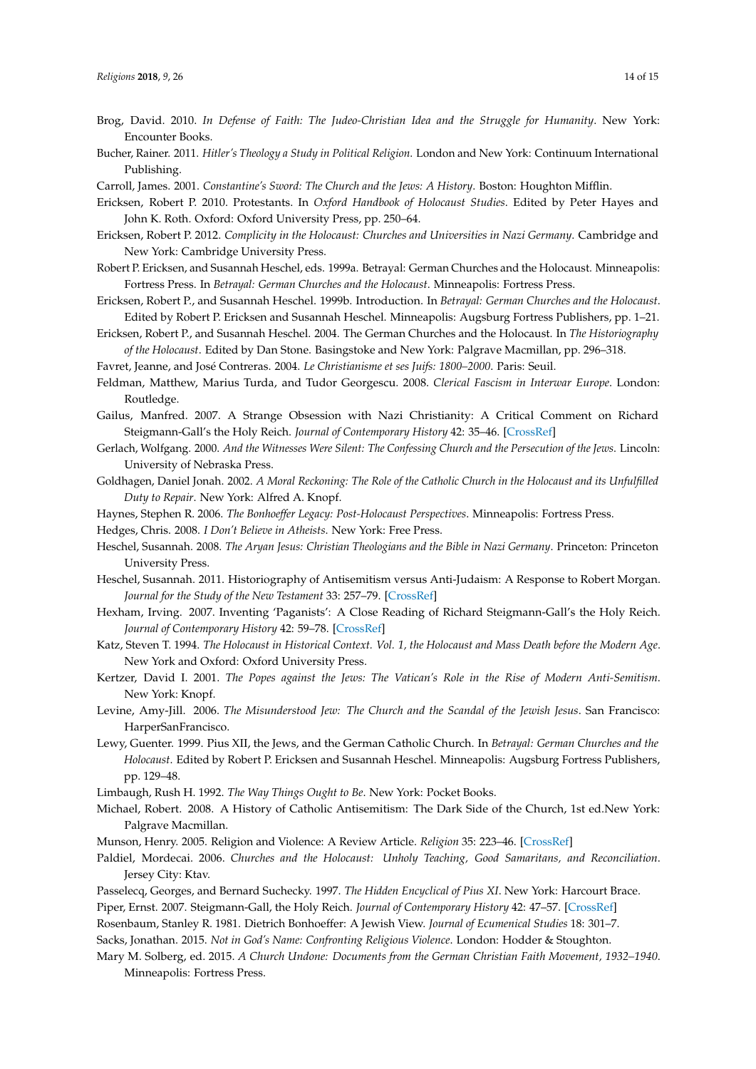Brog, David. 2010. *In Defense of Faith: The Judeo-Christian Idea and the Struggle for Humanity*. New York: Encounter Books.

Bucher, Rainer. 2011. *Hitler's Theology a Study in Political Religion*. London and New York: Continuum International Publishing.

Carroll, James. 2001. *Constantine's Sword: The Church and the Jews: A History*. Boston: Houghton Mifflin.

Ericksen, Robert P. 2010. Protestants. In *Oxford Handbook of Holocaust Studies*. Edited by Peter Hayes and John K. Roth. Oxford: Oxford University Press, pp. 250–64.

Ericksen, Robert P. 2012. *Complicity in the Holocaust: Churches and Universities in Nazi Germany*. Cambridge and New York: Cambridge University Press.

Robert P. Ericksen, and Susannah Heschel, eds. 1999a. Betrayal: German Churches and the Holocaust. Minneapolis: Fortress Press. In *Betrayal: German Churches and the Holocaust*. Minneapolis: Fortress Press.

Ericksen, Robert P., and Susannah Heschel. 1999b. Introduction. In *Betrayal: German Churches and the Holocaust*. Edited by Robert P. Ericksen and Susannah Heschel. Minneapolis: Augsburg Fortress Publishers, pp. 1–21.

Ericksen, Robert P., and Susannah Heschel. 2004. The German Churches and the Holocaust. In *The Historiography of the Holocaust*. Edited by Dan Stone. Basingstoke and New York: Palgrave Macmillan, pp. 296–318.

Favret, Jeanne, and José Contreras. 2004. *Le Christianisme et ses Juifs: 1800–2000*. Paris: Seuil.

Feldman, Matthew, Marius Turda, and Tudor Georgescu. 2008. *Clerical Fascism in Interwar Europe*. London: Routledge.

Gailus, Manfred. 2007. A Strange Obsession with Nazi Christianity: A Critical Comment on Richard Steigmann-Gall's the Holy Reich. *Journal of Contemporary History* 42: 35–46. [CrossRef]

Gerlach, Wolfgang. 2000. *And the Witnesses Were Silent: The Confessing Church and the Persecution of the Jews*. Lincoln: University of Nebraska Press.

Goldhagen, Daniel Jonah. 2002. *A Moral Reckoning: The Role of the Catholic Church in the Holocaust and its Unfulfilled Duty to Repair*. New York: Alfred A. Knopf.

Haynes, Stephen R. 2006. *The Bonhoeffer Legacy: Post-Holocaust Perspectives*. Minneapolis: Fortress Press.

Hedges, Chris. 2008. *I Don't Believe in Atheists*. New York: Free Press.

Heschel, Susannah. 2008. *The Aryan Jesus: Christian Theologians and the Bible in Nazi Germany*. Princeton: Princeton University Press.

Heschel, Susannah. 2011. Historiography of Antisemitism versus Anti-Judaism: A Response to Robert Morgan. *Journal for the Study of the New Testament* 33: 257–79. [CrossRef]

Hexham, Irving. 2007. Inventing 'Paganists': A Close Reading of Richard Steigmann-Gall's the Holy Reich. *Journal of Contemporary History* 42: 59–78. [CrossRef]

Katz, Steven T. 1994. *The Holocaust in Historical Context. Vol. 1, the Holocaust and Mass Death before the Modern Age*. New York and Oxford: Oxford University Press.

Kertzer, David I. 2001. *The Popes against the Jews: The Vatican's Role in the Rise of Modern Anti-Semitism*. New York: Knopf.

Levine, Amy-Jill. 2006. *The Misunderstood Jew: The Church and the Scandal of the Jewish Jesus*. San Francisco: HarperSanFrancisco.

Lewy, Guenter. 1999. Pius XII, the Jews, and the German Catholic Church. In *Betrayal: German Churches and the Holocaust*. Edited by Robert P. Ericksen and Susannah Heschel. Minneapolis: Augsburg Fortress Publishers, pp. 129–48.

Limbaugh, Rush H. 1992. *The Way Things Ought to Be*. New York: Pocket Books.

Michael, Robert. 2008. A History of Catholic Antisemitism: The Dark Side of the Church, 1st ed.New York: Palgrave Macmillan.

Munson, Henry. 2005. Religion and Violence: A Review Article. *Religion* 35: 223–46. [CrossRef]

Paldiel, Mordecai. 2006. *Churches and the Holocaust: Unholy Teaching, Good Samaritans, and Reconciliation*. Jersey City: Ktav.

Passelecq, Georges, and Bernard Suchecky. 1997. *The Hidden Encyclical of Pius XI*. New York: Harcourt Brace.

Piper, Ernst. 2007. Steigmann-Gall, the Holy Reich. *Journal of Contemporary History* 42: 47–57. [CrossRef]

Rosenbaum, Stanley R. 1981. Dietrich Bonhoeffer: A Jewish View. *Journal of Ecumenical Studies* 18: 301–7.

Sacks, Jonathan. 2015. *Not in God's Name: Confronting Religious Violence*. London: Hodder & Stoughton.

Mary M. Solberg, ed. 2015. *A Church Undone: Documents from the German Christian Faith Movement, 1932–1940*. Minneapolis: Fortress Press.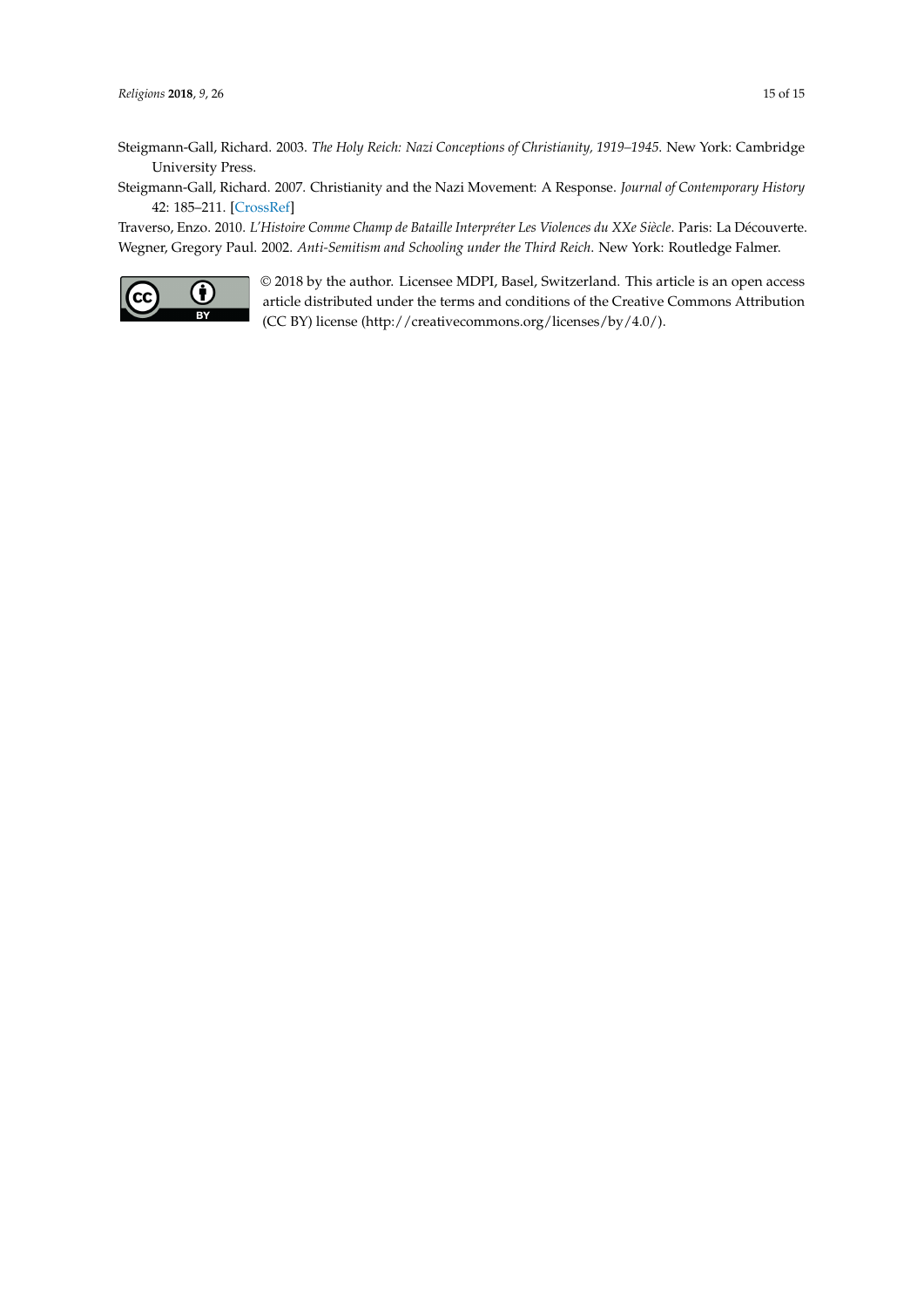Steigmann-Gall, Richard. 2003. *The Holy Reich: Nazi Conceptions of Christianity, 1919–1945*. New York: Cambridge University Press.

Steigmann-Gall, Richard. 2007. Christianity and the Nazi Movement: A Response. *Journal of Contemporary History* 42: 185–211. [CrossRef]

Traverso, Enzo. 2010. *L'Histoire Comme Champ de Bataille Interpréter Les Violences du XXe Siècle*. Paris: La Découverte.

Wegner, Gregory Paul. 2002. *Anti-Semitism and Schooling under the Third Reich*. New York: Routledge Falmer.

© 2018 by the author. Licensee MDPI, Basel, Switzerland. This article is an open access article distributed under the terms and conditions of the Creative Commons Attribution (CC BY) license (http://creativecommons.org/licenses/by/4.0/).